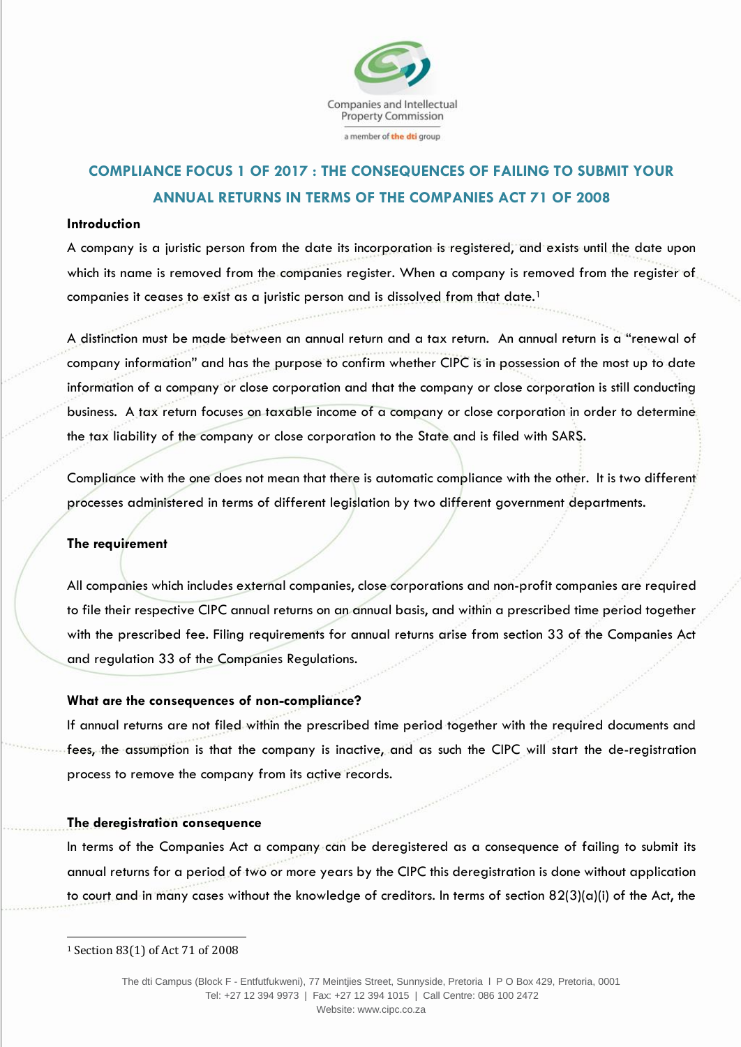# COMPLIANCE FOCUS 1 OF 2017 : THE CONSEQUENCES OF FAILING TO SUBMIT YOUR ANNUAL RETURNS IN TERMS OF THE COMPANIES ACT 71 OF 2008

**Introduction**

A company is a juristic person from the date its incorporation is registered, and exists until the date upon which its name is removed from the companies register. When a company is removed from the register of companies it ceases to exist as a juristic person and is dissolved from that date.[1]

A distinction must be made between an annual return and a tax return. An annual return is a "renewal of company information" and has the purpose to confirm whether CIPC is in possession of the most up to date information of a company or close corporation and that the company or close corporation is still conducting business. A tax return focuses on taxable income of a company or close corporation in order to determine the tax liability of the company or close corporation to the State and is filed with SARS.

Compliance with the one does not mean that there is automatic compliance with the other. It is two different processes administered in terms of different legislation by two different government departments.

**The requirement**

All companies which includes external companies, close corporations and non-profit companies are required to file their respective CIPC annual returns on an annual basis, and within a prescribed time period together with the prescribed fee. Filing requirements for annual returns arise from section 33 of the Companies Act and regulation 33 of the Companies Regulations.

**What are the consequences of non-compliance?**

If annual returns are not filed within the prescribed time period together with the required documents and fees, the assumption is that the company is inactive, and as such the CIPC will start the de-registration process to remove the company from its active records.

**The deregistration consequence**

In terms of the Companies Act a company can be deregistered as a consequence of failing to submit its annual returns for a period of two or more years by the CIPC this deregistration is done without application to court and in many cases without the knowledge of creditors. In terms of section 82(3)(a)(i) of the Act, the

[1] Section 83(1) of Act 71 of 2008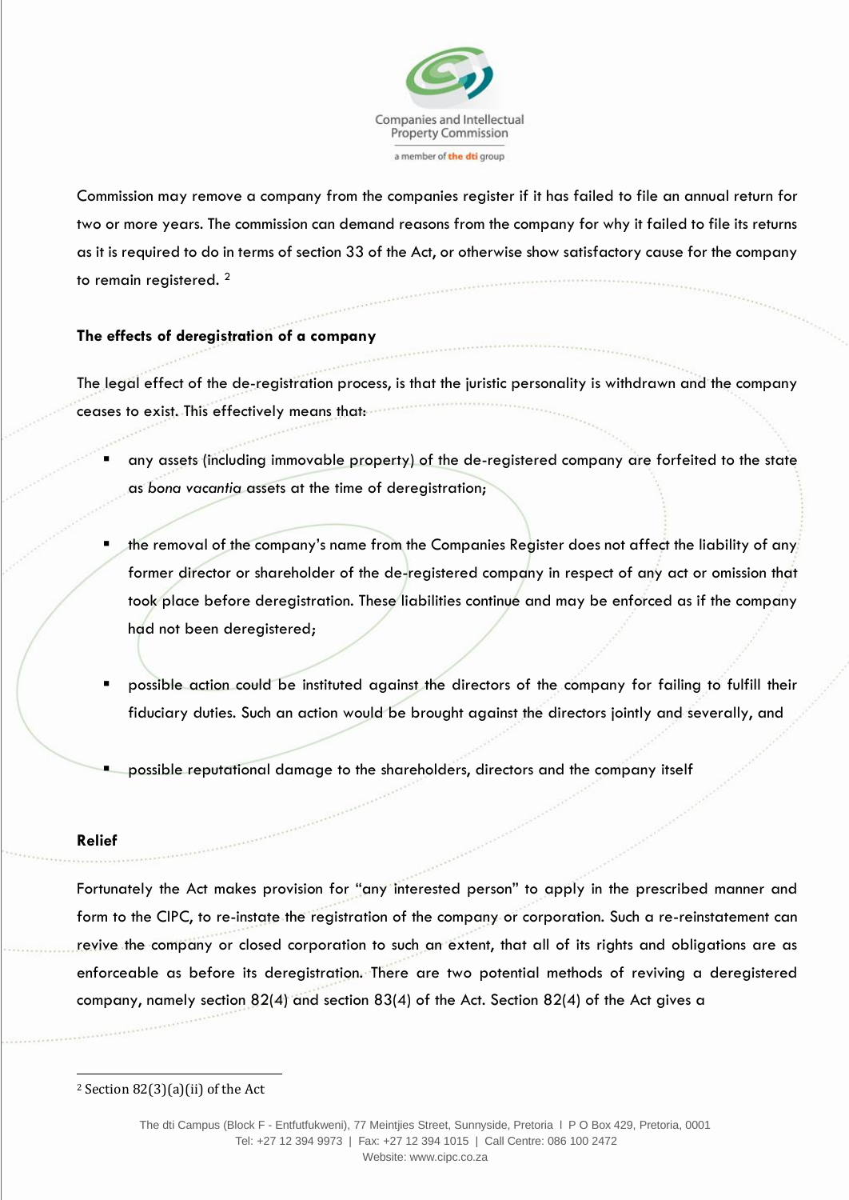Commission may remove a company from the companies register if it has failed to file an annual return for two or more years. The commission can demand reasons from the company for why it failed to file its returns as it is required to do in terms of section 33 of the Act, or otherwise show satisfactory cause for the company to remain registered. [2]

**The effects of deregistration of a company**

The legal effect of the de-registration process, is that the juristic personality is withdrawn and the company ceases to exist. This effectively means that:

- any assets (including immovable property) of the de-registered company are forfeited to the state as *bona vacantia* assets at the time of deregistration;
- the removal of the company's name from the Companies Register does not affect the liability of any former director or shareholder of the de-registered company in respect of any act or omission that took place before deregistration. These liabilities continue and may be enforced as if the company had not been deregistered;
- possible action could be instituted against the directors of the company for failing to fulfill their fiduciary duties. Such an action would be brought against the directors jointly and severally, and
- possible reputational damage to the shareholders, directors and the company itself

**Relief**

Fortunately the Act makes provision for "any interested person" to apply in the prescribed manner and form to the CIPC, to re-instate the registration of the company or corporation. Such a re-reinstatement can revive the company or closed corporation to such an extent, that all of its rights and obligations are as enforceable as before its deregistration. There are two potential methods of reviving a deregistered company, namely section 82(4) and section 83(4) of the Act. Section 82(4) of the Act gives a

[2] Section 82(3)(a)(ii) of the Act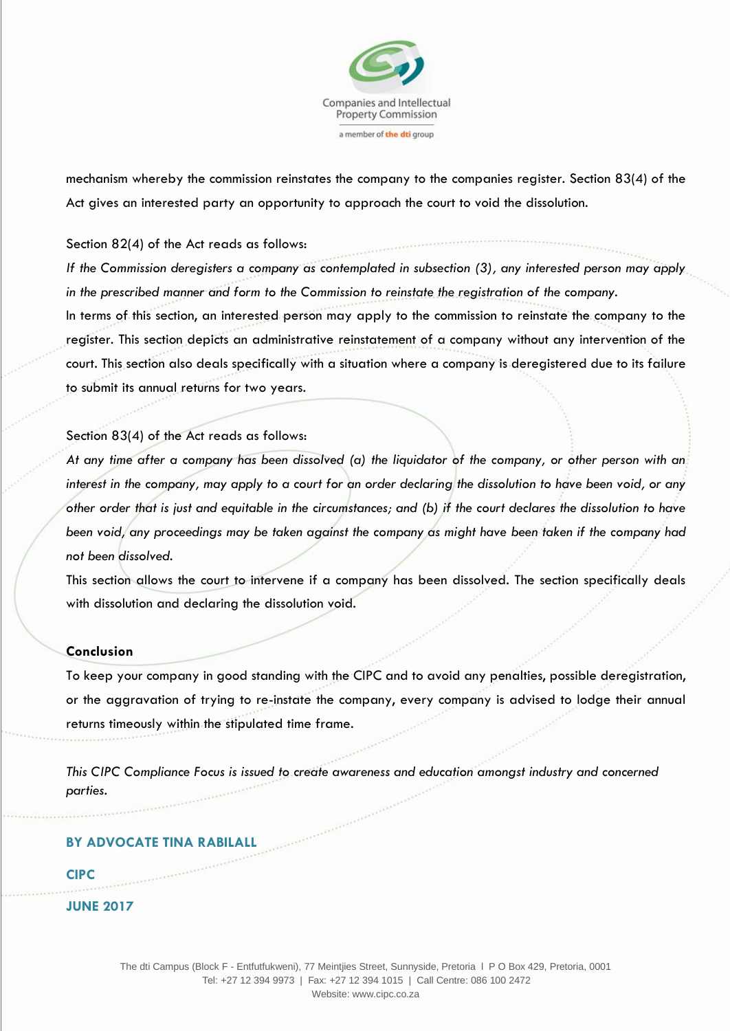mechanism whereby the commission reinstates the company to the companies register. Section 83(4) of the Act gives an interested party an opportunity to approach the court to void the dissolution.

Section 82(4) of the Act reads as follows:

*If the Commission deregisters a company as contemplated in subsection (3), any interested person may apply in the prescribed manner and form to the Commission to reinstate the registration of the company.*

In terms of this section, an interested person may apply to the commission to reinstate the company to the register. This section depicts an administrative reinstatement of a company without any intervention of the court. This section also deals specifically with a situation where a company is deregistered due to its failure to submit its annual returns for two years.

Section 83(4) of the Act reads as follows:

*At any time after a company has been dissolved (a) the liquidator of the company, or other person with an interest in the company, may apply to a court for an order declaring the dissolution to have been void, or any other order that is just and equitable in the circumstances; and (b) if the court declares the dissolution to have been void, any proceedings may be taken against the company as might have been taken if the company had not been dissolved.*

This section allows the court to intervene if a company has been dissolved. The section specifically deals with dissolution and declaring the dissolution void.

**Conclusion**

To keep your company in good standing with the CIPC and to avoid any penalties, possible deregistration, or the aggravation of trying to re-instate the company, every company is advised to lodge their annual returns timeously within the stipulated time frame.

*This CIPC Compliance Focus is issued to create awareness and education amongst industry and concerned parties.*

**BY ADVOCATE TINA RABILALL**

**CIPC**

**JUNE 2017**